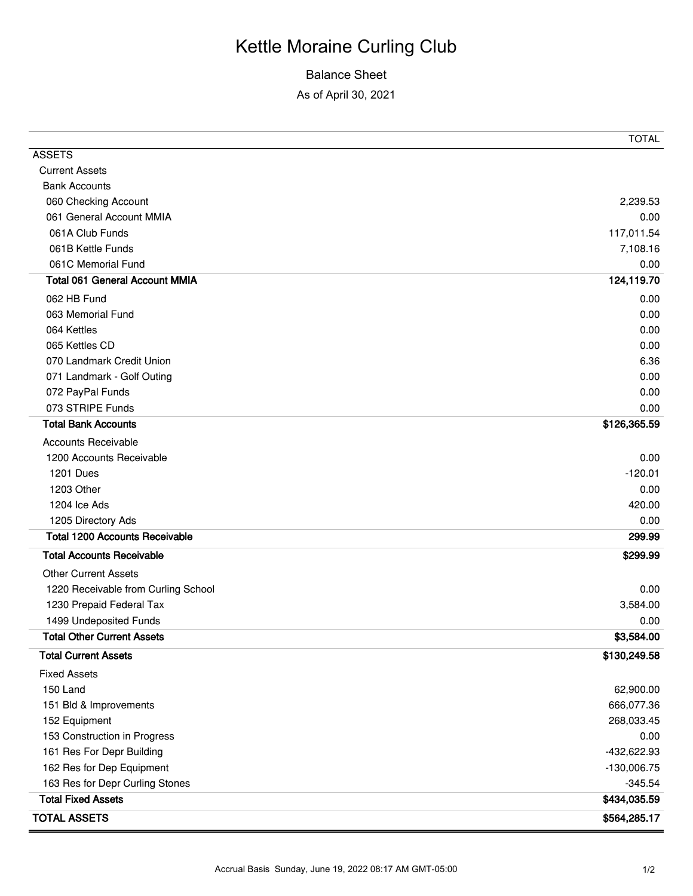# Kettle Moraine Curling Club

## Balance Sheet

As of April 30, 2021

| | TOTAL |
|---|---|
| ASSETS | |
| Current Assets | |
| Bank Accounts | |
| 060 Checking Account | 2,239.53 |
| 061 General Account MMIA | 0.00 |
| 061A Club Funds | 117,011.54 |
| 061B Kettle Funds | 7,108.16 |
| 061C Memorial Fund | 0.00 |
| **Total 061 General Account MMIA** | **124,119.70** |
| 062 HB Fund | 0.00 |
| 063 Memorial Fund | 0.00 |
| 064 Kettles | 0.00 |
| 065 Kettles CD | 0.00 |
| 070 Landmark Credit Union | 6.36 |
| 071 Landmark - Golf Outing | 0.00 |
| 072 PayPal Funds | 0.00 |
| 073 STRIPE Funds | 0.00 |
| **Total Bank Accounts** | **$126,365.59** |
| Accounts Receivable | |
| 1200 Accounts Receivable | 0.00 |
| 1201 Dues | -120.01 |
| 1203 Other | 0.00 |
| 1204 Ice Ads | 420.00 |
| 1205 Directory Ads | 0.00 |
| **Total 1200 Accounts Receivable** | **299.99** |
| **Total Accounts Receivable** | **$299.99** |
| Other Current Assets | |
| 1220 Receivable from Curling School | 0.00 |
| 1230 Prepaid Federal Tax | 3,584.00 |
| 1499 Undeposited Funds | 0.00 |
| **Total Other Current Assets** | **$3,584.00** |
| **Total Current Assets** | **$130,249.58** |
| Fixed Assets | |
| 150 Land | 62,900.00 |
| 151 Bld & Improvements | 666,077.36 |
| 152 Equipment | 268,033.45 |
| 153 Construction in Progress | 0.00 |
| 161 Res For Depr Building | -432,622.93 |
| 162 Res for Dep Equipment | -130,006.75 |
| 163 Res for Depr Curling Stones | -345.54 |
| **Total Fixed Assets** | **$434,035.59** |
| **TOTAL ASSETS** | **$564,285.17** |

Accrual Basis Sunday, June 19, 2022 08:17 AM GMT-05:00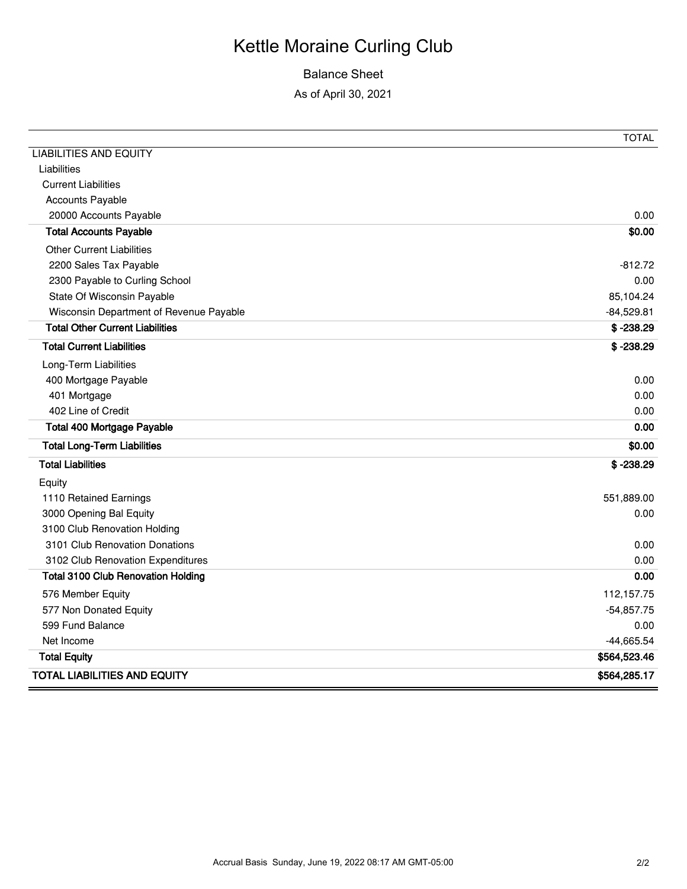# Kettle Moraine Curling Club

Balance Sheet

As of April 30, 2021

| | TOTAL |
|---|---|
| LIABILITIES AND EQUITY | |
| Liabilities | |
| Current Liabilities | |
| Accounts Payable | |
| 20000 Accounts Payable | 0.00 |
| **Total Accounts Payable** | **$0.00** |
| Other Current Liabilities | |
| 2200 Sales Tax Payable | -812.72 |
| 2300 Payable to Curling School | 0.00 |
| State Of Wisconsin Payable | 85,104.24 |
| Wisconsin Department of Revenue Payable | -84,529.81 |
| **Total Other Current Liabilities** | **$ -238.29** |
| **Total Current Liabilities** | **$ -238.29** |
| Long-Term Liabilities | |
| 400 Mortgage Payable | 0.00 |
| 401 Mortgage | 0.00 |
| 402 Line of Credit | 0.00 |
| **Total 400 Mortgage Payable** | **0.00** |
| **Total Long-Term Liabilities** | **$0.00** |
| **Total Liabilities** | **$ -238.29** |
| Equity | |
| 1110 Retained Earnings | 551,889.00 |
| 3000 Opening Bal Equity | 0.00 |
| 3100 Club Renovation Holding | |
| 3101 Club Renovation Donations | 0.00 |
| 3102 Club Renovation Expenditures | 0.00 |
| **Total 3100 Club Renovation Holding** | **0.00** |
| 576 Member Equity | 112,157.75 |
| 577 Non Donated Equity | -54,857.75 |
| 599 Fund Balance | 0.00 |
| Net Income | -44,665.54 |
| **Total Equity** | **$564,523.46** |
| **TOTAL LIABILITIES AND EQUITY** | **$564,285.17** |

Accrual Basis Sunday, June 19, 2022 08:17 AM GMT-05:00